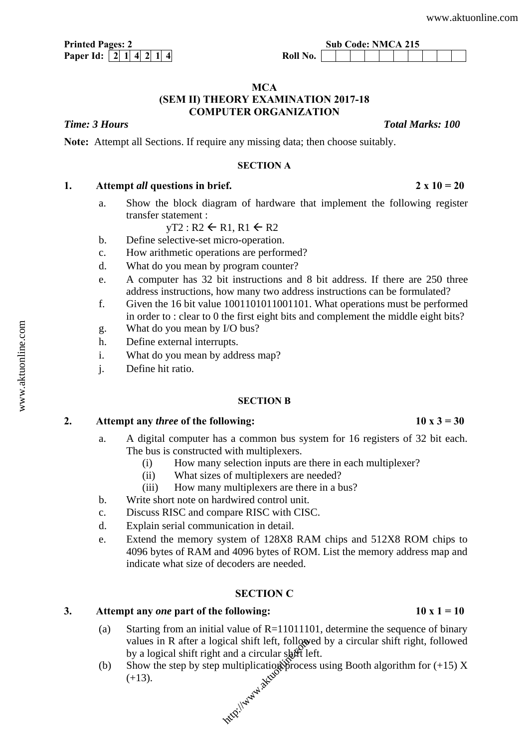**Printed Pages: 2** **Sub Code: NMCA 215**

**Paper Id:** | 2 | 1 | 4 | 2 | 1 | 4 | **Roll No.**

**MCA**

**(SEM II) THEORY EXAMINATION 2017-18**

**COMPUTER ORGANIZATION**

***Time: 3 Hours*** ***Total Marks: 100***

**Note:** Attempt all Sections. If require any missing data; then choose suitably.

## SECTION A

**1. Attempt *all* questions in brief. 2 x 10 = 20**

a. Show the block diagram of hardware that implement the following register transfer statement :

$$yT2 : R2 \leftarrow R1, R1 \leftarrow R2$$

b. Define selective-set micro-operation.

c. How arithmetic operations are performed?

d. What do you mean by program counter?

e. A computer has 32 bit instructions and 8 bit address. If there are 250 three address instructions, how many two address instructions can be formulated?

f. Given the 16 bit value 1001101011001101. What operations must be performed in order to : clear to 0 the first eight bits and complement the middle eight bits?

g. What do you mean by I/O bus?

h. Define external interrupts.

i. What do you mean by address map?

j. Define hit ratio.

## SECTION B

**2. Attempt any *three* of the following: 10 x 3 = 30**

a. A digital computer has a common bus system for 16 registers of 32 bit each. The bus is constructed with multiplexers.
   (i) How many selection inputs are there in each multiplexer?
   (ii) What sizes of multiplexers are needed?
   (iii) How many multiplexers are there in a bus?

b. Write short note on hardwired control unit.

c. Discuss RISC and compare RISC with CISC.

d. Explain serial communication in detail.

e. Extend the memory system of 128X8 RAM chips and 512X8 ROM chips to 4096 bytes of RAM and 4096 bytes of ROM. List the memory address map and indicate what size of decoders are needed.

## SECTION C

**3. Attempt any *one* part of the following: 10 x 1 = 10**

(a) Starting from an initial value of R=11011101, determine the sequence of binary values in R after a logical shift left, followed by a circular shift right, followed by a logical shift right and a circular shift left.

(b) Show the step by step multiplication process using Booth algorithm for (+15) X (+13).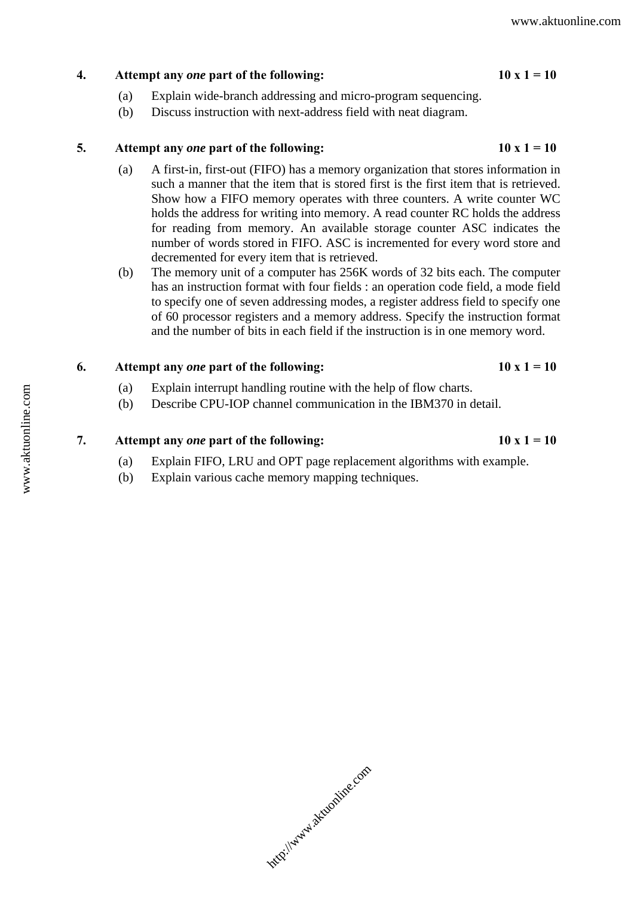**4. Attempt any *one* part of the following: 10 x 1 = 10**

(a) Explain wide-branch addressing and micro-program sequencing.

(b) Discuss instruction with next-address field with neat diagram.

**5. Attempt any *one* part of the following: 10 x 1 = 10**

(a) A first-in, first-out (FIFO) has a memory organization that stores information in such a manner that the item that is stored first is the first item that is retrieved. Show how a FIFO memory operates with three counters. A write counter WC holds the address for writing into memory. A read counter RC holds the address for reading from memory. An available storage counter ASC indicates the number of words stored in FIFO. ASC is incremented for every word store and decremented for every item that is retrieved.

(b) The memory unit of a computer has 256K words of 32 bits each. The computer has an instruction format with four fields : an operation code field, a mode field to specify one of seven addressing modes, a register address field to specify one of 60 processor registers and a memory address. Specify the instruction format and the number of bits in each field if the instruction is in one memory word.

**6. Attempt any *one* part of the following: 10 x 1 = 10**

(a) Explain interrupt handling routine with the help of flow charts.

(b) Describe CPU-IOP channel communication in the IBM370 in detail.

**7. Attempt any *one* part of the following: 10 x 1 = 10**

(a) Explain FIFO, LRU and OPT page replacement algorithms with example.

(b) Explain various cache memory mapping techniques.